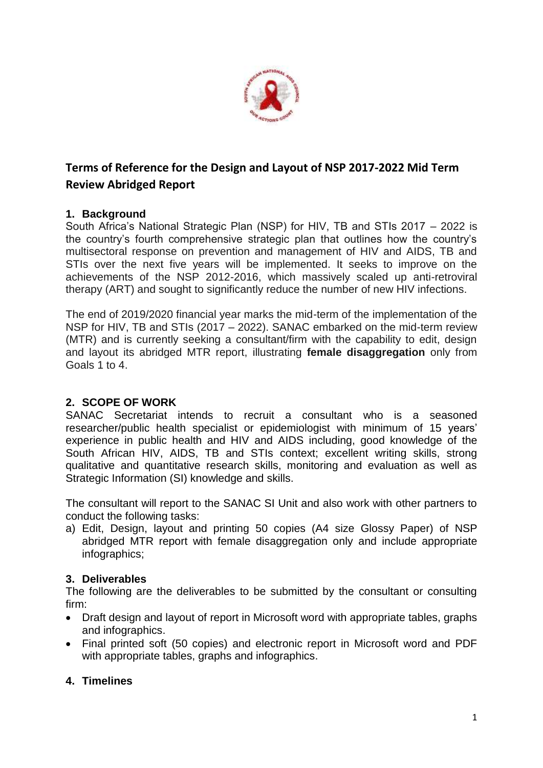# Terms of Reference for the Design and Layout of NSP 2017-2022 Mid Term Review Abridged Report

## 1. Background

South Africa's National Strategic Plan (NSP) for HIV, TB and STIs 2017 – 2022 is the country's fourth comprehensive strategic plan that outlines how the country's multisectoral response on prevention and management of HIV and AIDS, TB and STIs over the next five years will be implemented. It seeks to improve on the achievements of the NSP 2012-2016, which massively scaled up anti-retroviral therapy (ART) and sought to significantly reduce the number of new HIV infections.

The end of 2019/2020 financial year marks the mid-term of the implementation of the NSP for HIV, TB and STIs (2017 – 2022). SANAC embarked on the mid-term review (MTR) and is currently seeking a consultant/firm with the capability to edit, design and layout its abridged MTR report, illustrating **female disaggregation** only from Goals 1 to 4.

## 2. SCOPE OF WORK

SANAC Secretariat intends to recruit a consultant who is a seasoned researcher/public health specialist or epidemiologist with minimum of 15 years' experience in public health and HIV and AIDS including, good knowledge of the South African HIV, AIDS, TB and STIs context; excellent writing skills, strong qualitative and quantitative research skills, monitoring and evaluation as well as Strategic Information (SI) knowledge and skills.

The consultant will report to the SANAC SI Unit and also work with other partners to conduct the following tasks:

a) Edit, Design, layout and printing 50 copies (A4 size Glossy Paper) of NSP abridged MTR report with female disaggregation only and include appropriate infographics;

## 3. Deliverables

The following are the deliverables to be submitted by the consultant or consulting firm:

- Draft design and layout of report in Microsoft word with appropriate tables, graphs and infographics.
- Final printed soft (50 copies) and electronic report in Microsoft word and PDF with appropriate tables, graphs and infographics.

## 4. Timelines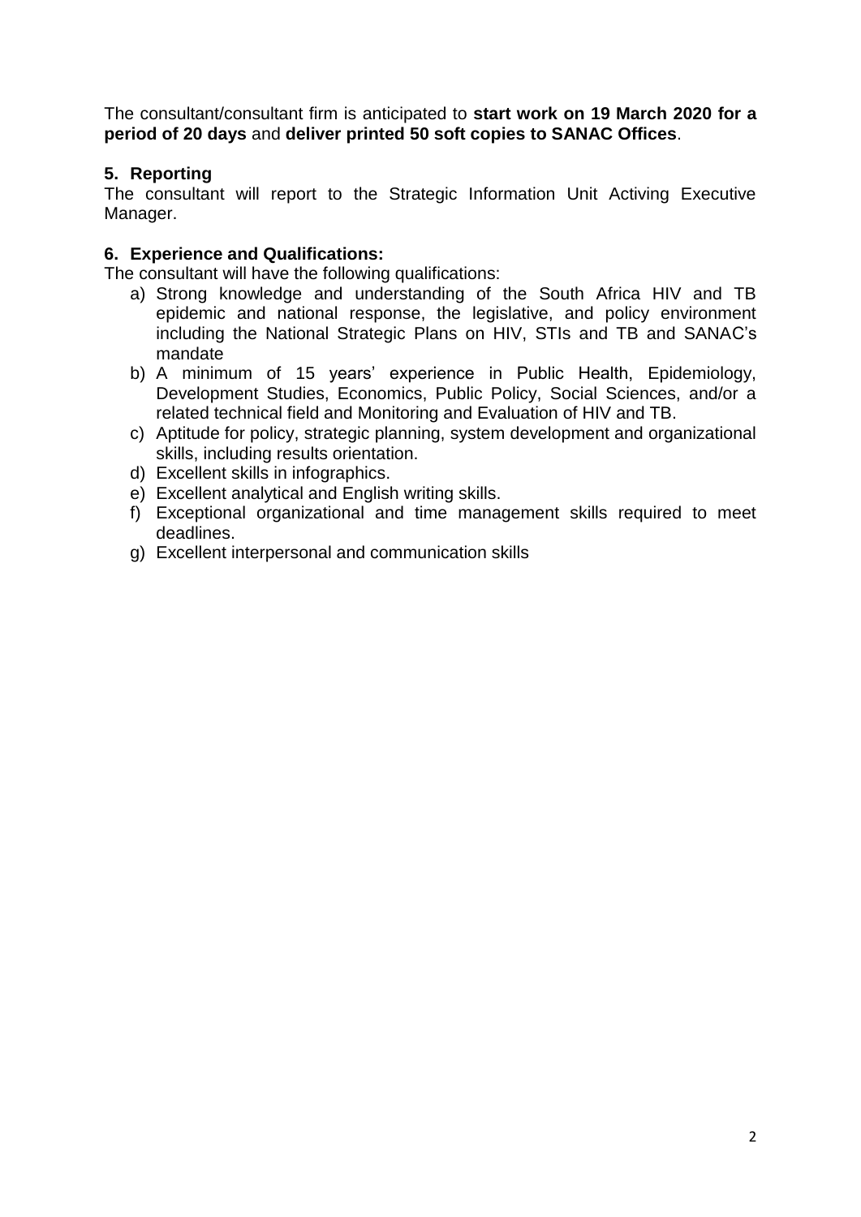The consultant/consultant firm is anticipated to **start work on 19 March 2020 for a period of 20 days** and **deliver printed 50 soft copies to SANAC Offices**.

## 5. Reporting

The consultant will report to the Strategic Information Unit Activing Executive Manager.

## 6. Experience and Qualifications:

The consultant will have the following qualifications:

a) Strong knowledge and understanding of the South Africa HIV and TB epidemic and national response, the legislative, and policy environment including the National Strategic Plans on HIV, STIs and TB and SANAC's mandate
b) A minimum of 15 years' experience in Public Health, Epidemiology, Development Studies, Economics, Public Policy, Social Sciences, and/or a related technical field and Monitoring and Evaluation of HIV and TB.
c) Aptitude for policy, strategic planning, system development and organizational skills, including results orientation.
d) Excellent skills in infographics.
e) Excellent analytical and English writing skills.
f) Exceptional organizational and time management skills required to meet deadlines.
g) Excellent interpersonal and communication skills